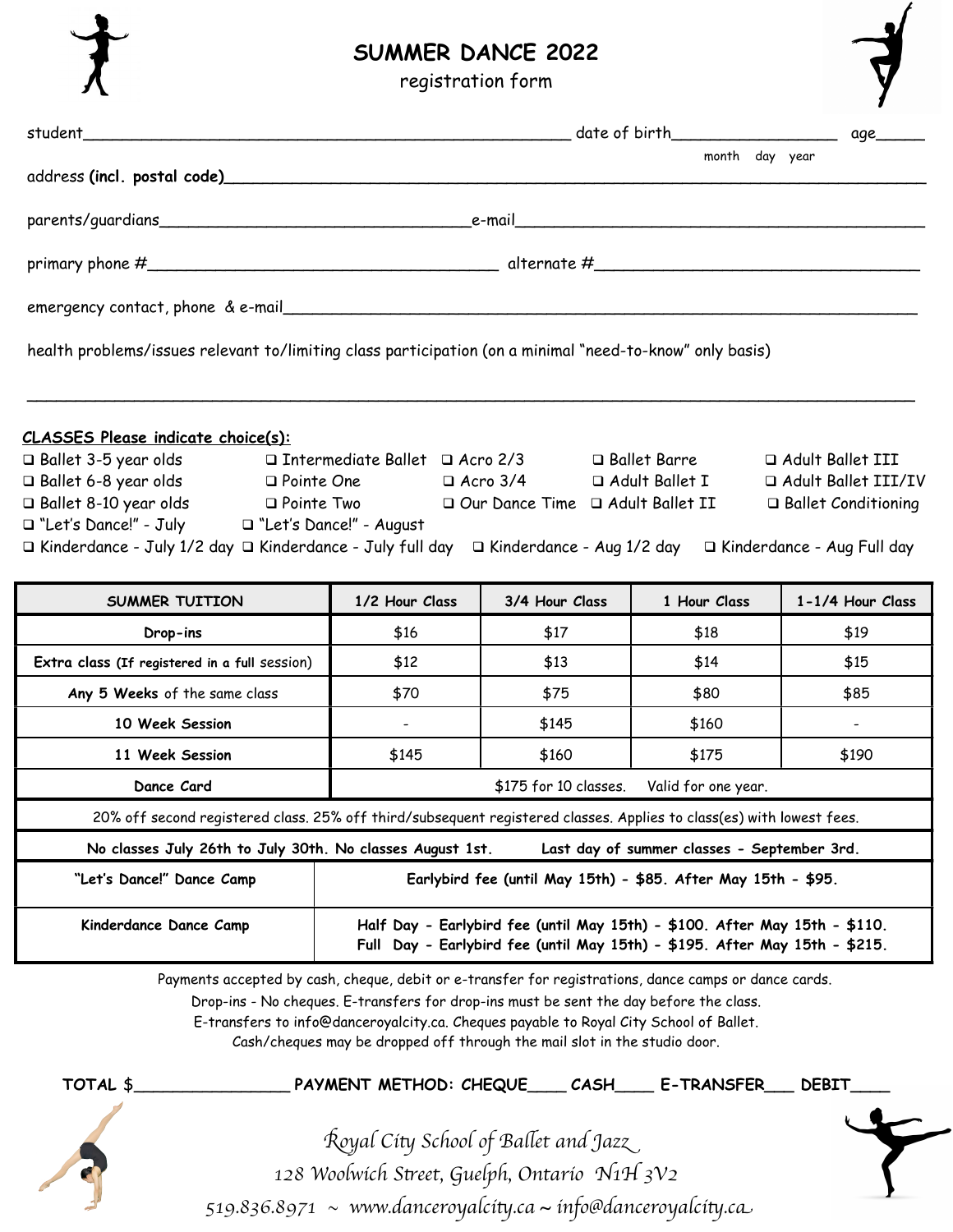# SUMMER DANCE 2022

registration form

student_______________________________________________ date of birth_________________ age_____
month day year

address **(incl. postal code)**________________________________________________________________

parents/guardians_______________________________e-mail_______________________________________

primary phone #__________________________________ alternate #________________________________

emergency contact, phone & e-mail____________________________________________________________

health problems/issues relevant to/limiting class participation (on a minimal "need-to-know" only basis)

______________________________________________________________________________________

**CLASSES Please indicate choice(s):**

- ❑ Ballet 3-5 year olds
- ❑ Ballet 6-8 year olds
- ❑ Ballet 8-10 year olds
- ❑ "Let's Dance!" - July
- ❑ Intermediate Ballet
- ❑ Pointe One
- ❑ Pointe Two
- ❑ "Let's Dance!" - August
- ❑ Acro 2/3
- ❑ Acro 3/4
- ❑ Our Dance Time
- ❑ Ballet Barre
- ❑ Adult Ballet I
- ❑ Adult Ballet II
- ❑ Adult Ballet III
- ❑ Adult Ballet III/IV
- ❑ Ballet Conditioning
- ❑ Kinderdance - July 1/2 day
- ❑ Kinderdance - July full day
- ❑ Kinderdance - Aug 1/2 day
- ❑ Kinderdance - Aug Full day

| SUMMER TUITION | 1/2 Hour Class | 3/4 Hour Class | 1 Hour Class | 1-1/4 Hour Class |
|---|---|---|---|---|
| Drop-ins | $16 | $17 | $18 | $19 |
| Extra class (If registered in a full session) | $12 | $13 | $14 | $15 |
| **Any 5 Weeks** of the same class | $70 | $75 | $80 | $85 |
| 10 Week Session | - | $145 | $160 | - |
| 11 Week Session | $145 | $160 | $175 | $190 |
| Dance Card | $175 for 10 classes. Valid for one year. | | | |
| 20% off second registered class. 25% off third/subsequent registered classes. Applies to class(es) with lowest fees. | | | | |
| No classes July 26th to July 30th. No classes August 1st. Last day of summer classes - September 3rd. | | | | |
| "Let's Dance!" Dance Camp | Earlybird fee (until May 15th) - $85. After May 15th - $95. | | | |
| Kinderdance Dance Camp | Half Day - Earlybird fee (until May 15th) - $100. After May 15th - $110.<br>Full Day - Earlybird fee (until May 15th) - $195. After May 15th - $215. | | | |

Payments accepted by cash, cheque, debit or e-transfer for registrations, dance camps or dance cards.
Drop-ins - No cheques. E-transfers for drop-ins must be sent the day before the class.
E-transfers to info@danceroyalcity.ca. Cheques payable to Royal City School of Ballet.
Cash/cheques may be dropped off through the mail slot in the studio door.

**TOTAL $_______________ PAYMENT METHOD: CHEQUE____ CASH____ E-TRANSFER___ DEBIT____**

*Royal City School of Ballet and Jazz*
*128 Woolwich Street, Guelph, Ontario N1H 3V2*
*519.836.8971 ~ www.danceroyalcity.ca ~ info@danceroyalcity.ca*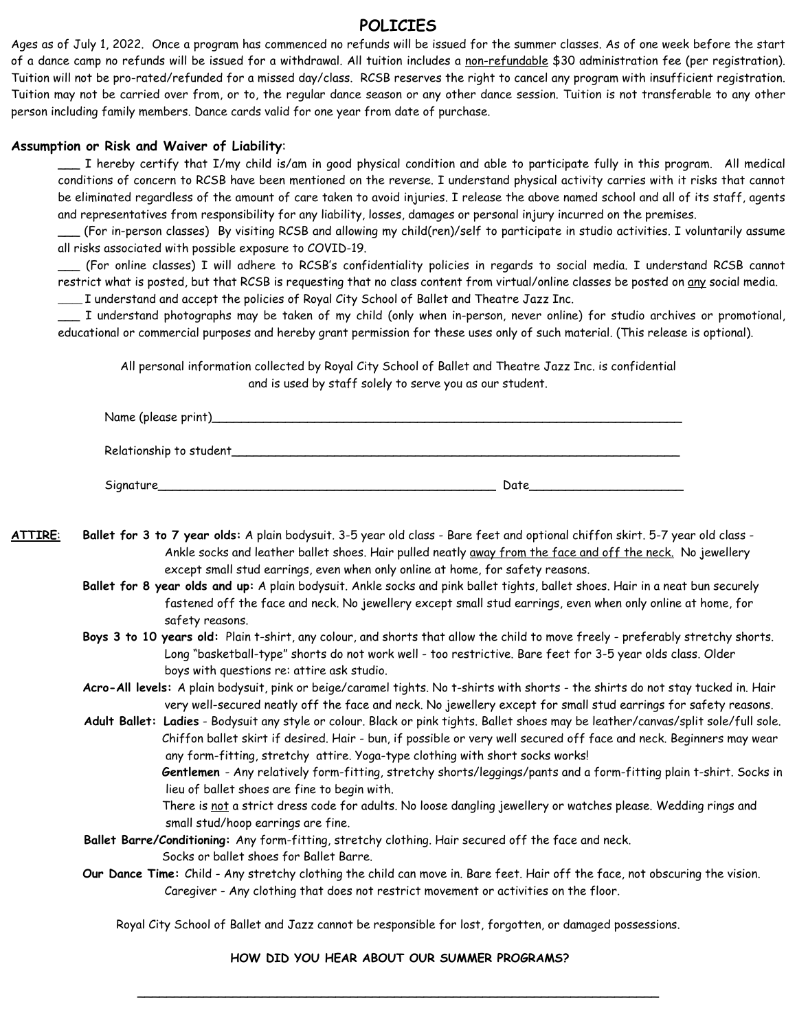# POLICIES

Ages as of July 1, 2022. Once a program has commenced no refunds will be issued for the summer classes. As of one week before the start of a dance camp no refunds will be issued for a withdrawal. All tuition includes a non-refundable $30 administration fee (per registration). Tuition will not be pro-rated/refunded for a missed day/class. RCSB reserves the right to cancel any program with insufficient registration. Tuition may not be carried over from, or to, the regular dance season or any other dance session. Tuition is not transferable to any other person including family members. Dance cards valid for one year from date of purchase.

**Assumption or Risk and Waiver of Liability**:

___ I hereby certify that I/my child is/am in good physical condition and able to participate fully in this program. All medical conditions of concern to RCSB have been mentioned on the reverse. I understand physical activity carries with it risks that cannot be eliminated regardless of the amount of care taken to avoid injuries. I release the above named school and all of its staff, agents and representatives from responsibility for any liability, losses, damages or personal injury incurred on the premises.

___ (For in-person classes) By visiting RCSB and allowing my child(ren)/self to participate in studio activities. I voluntarily assume all risks associated with possible exposure to COVID-19.

___ (For online classes) I will adhere to RCSB's confidentiality policies in regards to social media. I understand RCSB cannot restrict what is posted, but that RCSB is requesting that no class content from virtual/online classes be posted on any social media.

___ I understand and accept the policies of Royal City School of Ballet and Theatre Jazz Inc.

___ I understand photographs may be taken of my child (only when in-person, never online) for studio archives or promotional, educational or commercial purposes and hereby grant permission for these uses only of such material. (This release is optional).

All personal information collected by Royal City School of Ballet and Theatre Jazz Inc. is confidential and is used by staff solely to serve you as our student.

Name (please print)________________________________________________

Relationship to student______________________________________________

Signature_________________________________ Date_______________

**ATTIRE**:

**Ballet for 3 to 7 year olds:** A plain bodysuit. 3-5 year old class - Bare feet and optional chiffon skirt. 5-7 year old class - Ankle socks and leather ballet shoes. Hair pulled neatly away from the face and off the neck. No jewellery except small stud earrings, even when only online at home, for safety reasons.

**Ballet for 8 year olds and up:** A plain bodysuit. Ankle socks and pink ballet tights, ballet shoes. Hair in a neat bun securely fastened off the face and neck. No jewellery except small stud earrings, even when only online at home, for safety reasons.

**Boys 3 to 10 years old:** Plain t-shirt, any colour, and shorts that allow the child to move freely - preferably stretchy shorts. Long "basketball-type" shorts do not work well - too restrictive. Bare feet for 3-5 year olds class. Older boys with questions re: attire ask studio.

**Acro-All levels:** A plain bodysuit, pink or beige/caramel tights. No t-shirts with shorts - the shirts do not stay tucked in. Hair very well-secured neatly off the face and neck. No jewellery except for small stud earrings for safety reasons.

**Adult Ballet:** **Ladies** - Bodysuit any style or colour. Black or pink tights. Ballet shoes may be leather/canvas/split sole/full sole. Chiffon ballet skirt if desired. Hair - bun, if possible or very well secured off face and neck. Beginners may wear any form-fitting, stretchy attire. Yoga-type clothing with short socks works!

**Gentlemen** - Any relatively form-fitting, stretchy shorts/leggings/pants and a form-fitting plain t-shirt. Socks in lieu of ballet shoes are fine to begin with.

There is not a strict dress code for adults. No loose dangling jewellery or watches please. Wedding rings and small stud/hoop earrings are fine.

**Ballet Barre/Conditioning:** Any form-fitting, stretchy clothing. Hair secured off the face and neck. Socks or ballet shoes for Ballet Barre.

**Our Dance Time:** Child - Any stretchy clothing the child can move in. Bare feet. Hair off the face, not obscuring the vision. Caregiver - Any clothing that does not restrict movement or activities on the floor.

Royal City School of Ballet and Jazz cannot be responsible for lost, forgotten, or damaged possessions.

**HOW DID YOU HEAR ABOUT OUR SUMMER PROGRAMS?**

_______________________________________________________________